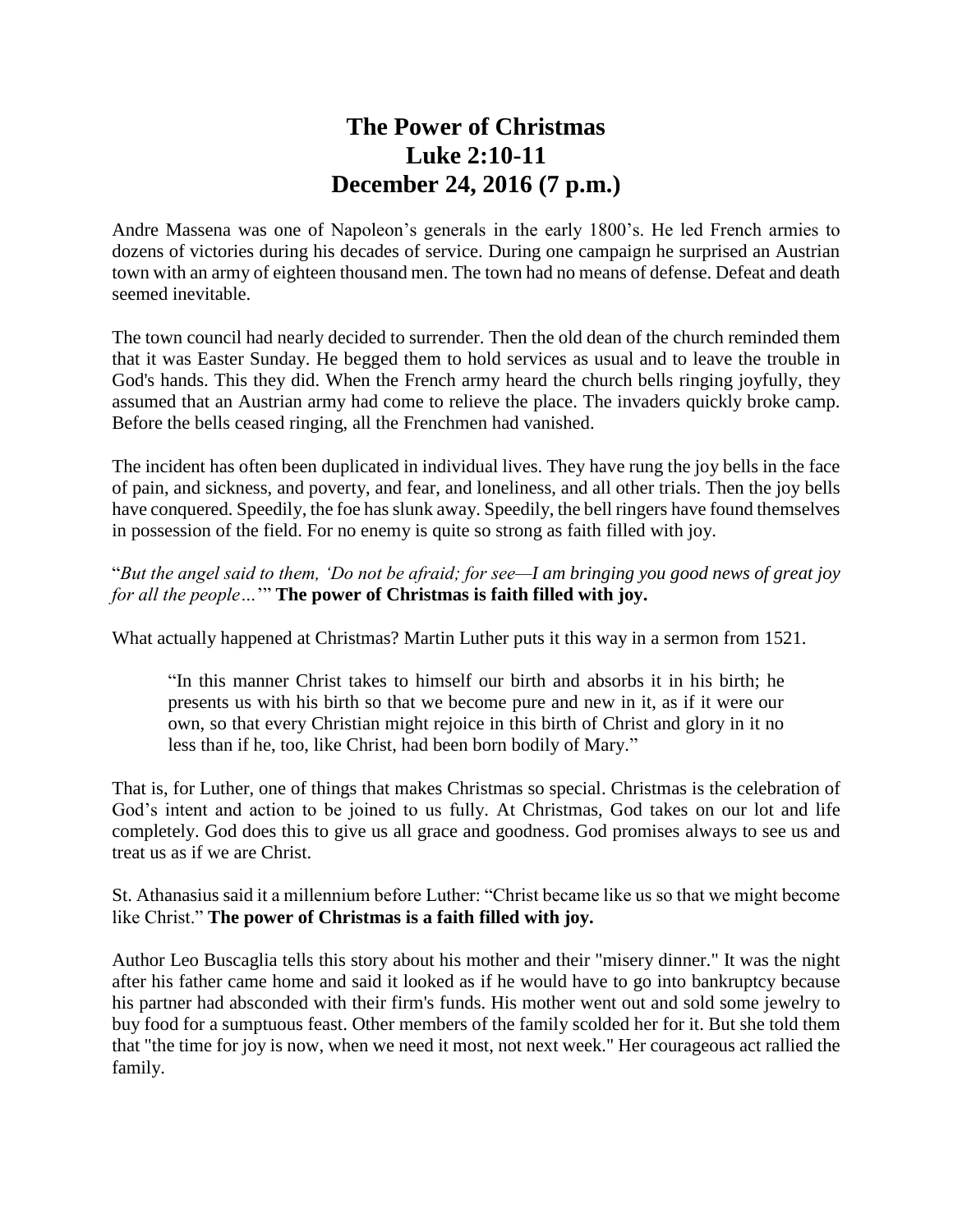# The Power of Christmas
# Luke 2:10-11
# December 24, 2016 (7 p.m.)

Andre Massena was one of Napoleon's generals in the early 1800's. He led French armies to dozens of victories during his decades of service. During one campaign he surprised an Austrian town with an army of eighteen thousand men. The town had no means of defense. Defeat and death seemed inevitable.

The town council had nearly decided to surrender. Then the old dean of the church reminded them that it was Easter Sunday. He begged them to hold services as usual and to leave the trouble in God's hands. This they did. When the French army heard the church bells ringing joyfully, they assumed that an Austrian army had come to relieve the place. The invaders quickly broke camp. Before the bells ceased ringing, all the Frenchmen had vanished.

The incident has often been duplicated in individual lives. They have rung the joy bells in the face of pain, and sickness, and poverty, and fear, and loneliness, and all other trials. Then the joy bells have conquered. Speedily, the foe has slunk away. Speedily, the bell ringers have found themselves in possession of the field. For no enemy is quite so strong as faith filled with joy.

"*But the angel said to them, 'Do not be afraid; for see—I am bringing you good news of great joy for all the people…'*" **The power of Christmas is faith filled with joy.**

What actually happened at Christmas? Martin Luther puts it this way in a sermon from 1521.

> "In this manner Christ takes to himself our birth and absorbs it in his birth; he presents us with his birth so that we become pure and new in it, as if it were our own, so that every Christian might rejoice in this birth of Christ and glory in it no less than if he, too, like Christ, had been born bodily of Mary."

That is, for Luther, one of things that makes Christmas so special. Christmas is the celebration of God's intent and action to be joined to us fully. At Christmas, God takes on our lot and life completely. God does this to give us all grace and goodness. God promises always to see us and treat us as if we are Christ.

St. Athanasius said it a millennium before Luther: "Christ became like us so that we might become like Christ." **The power of Christmas is a faith filled with joy.**

Author Leo Buscaglia tells this story about his mother and their "misery dinner." It was the night after his father came home and said it looked as if he would have to go into bankruptcy because his partner had absconded with their firm's funds. His mother went out and sold some jewelry to buy food for a sumptuous feast. Other members of the family scolded her for it. But she told them that "the time for joy is now, when we need it most, not next week." Her courageous act rallied the family.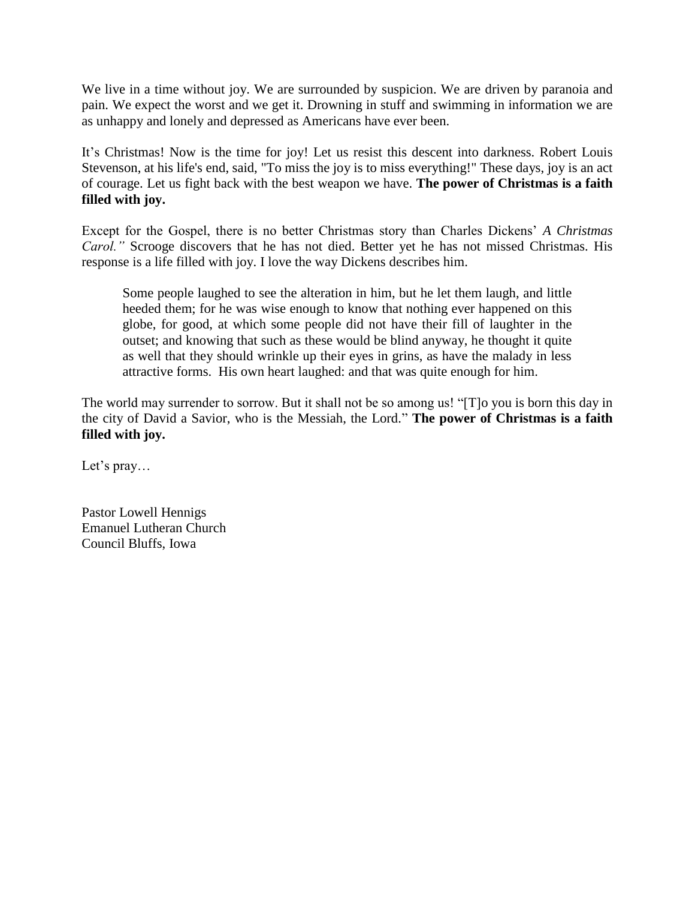We live in a time without joy. We are surrounded by suspicion. We are driven by paranoia and pain. We expect the worst and we get it. Drowning in stuff and swimming in information we are as unhappy and lonely and depressed as Americans have ever been.

It's Christmas! Now is the time for joy! Let us resist this descent into darkness. Robert Louis Stevenson, at his life's end, said, "To miss the joy is to miss everything!" These days, joy is an act of courage. Let us fight back with the best weapon we have. **The power of Christmas is a faith filled with joy.**

Except for the Gospel, there is no better Christmas story than Charles Dickens' *A Christmas Carol."* Scrooge discovers that he has not died. Better yet he has not missed Christmas. His response is a life filled with joy. I love the way Dickens describes him.

> Some people laughed to see the alteration in him, but he let them laugh, and little heeded them; for he was wise enough to know that nothing ever happened on this globe, for good, at which some people did not have their fill of laughter in the outset; and knowing that such as these would be blind anyway, he thought it quite as well that they should wrinkle up their eyes in grins, as have the malady in less attractive forms. His own heart laughed: and that was quite enough for him.

The world may surrender to sorrow. But it shall not be so among us! "[T]o you is born this day in the city of David a Savior, who is the Messiah, the Lord." **The power of Christmas is a faith filled with joy.**

Let's pray…

Pastor Lowell Hennigs
Emanuel Lutheran Church
Council Bluffs, Iowa